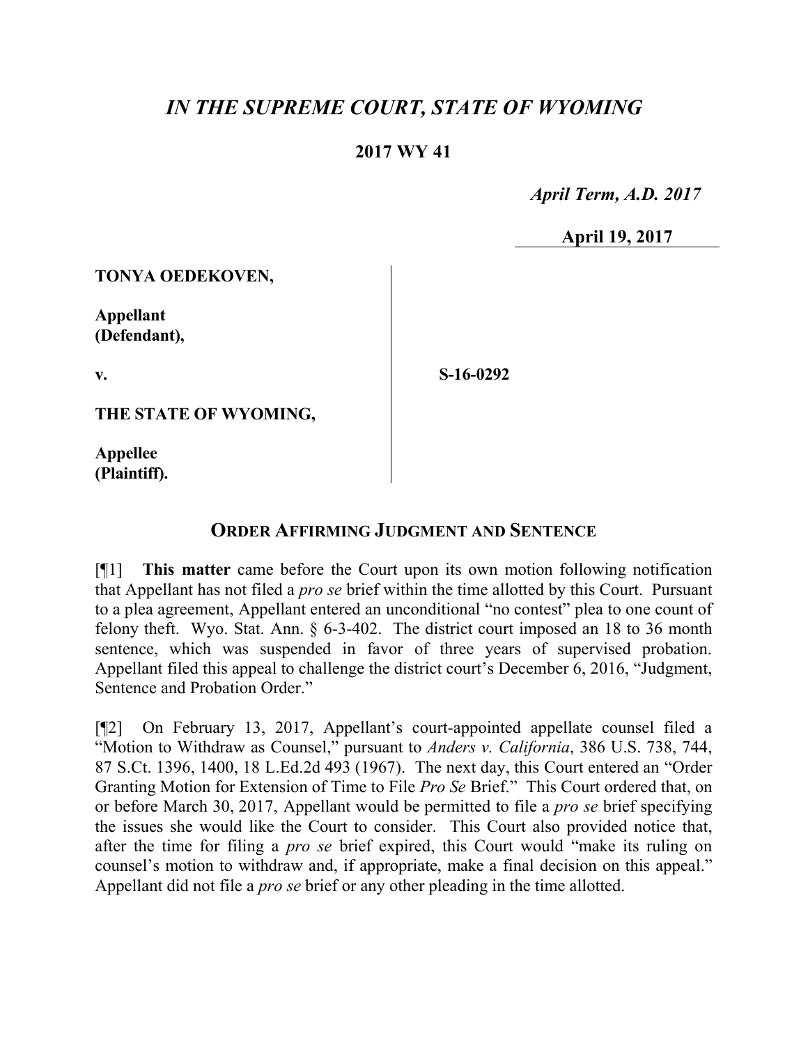# *IN THE SUPREME COURT, STATE OF WYOMING*

**2017 WY 41**

*April Term, A.D. 2017*

**April 19, 2017**

**TONYA OEDEKOVEN,**

**Appellant (Defendant),**

**v.**

**S-16-0292**

**THE STATE OF WYOMING,**

**Appellee (Plaintiff).**

## ORDER AFFIRMING JUDGMENT AND SENTENCE

[¶1] **This matter** came before the Court upon its own motion following notification that Appellant has not filed a *pro se* brief within the time allotted by this Court. Pursuant to a plea agreement, Appellant entered an unconditional "no contest" plea to one count of felony theft. Wyo. Stat. Ann. § 6-3-402. The district court imposed an 18 to 36 month sentence, which was suspended in favor of three years of supervised probation. Appellant filed this appeal to challenge the district court's December 6, 2016, "Judgment, Sentence and Probation Order."

[¶2] On February 13, 2017, Appellant's court-appointed appellate counsel filed a "Motion to Withdraw as Counsel," pursuant to *Anders v. California*, 386 U.S. 738, 744, 87 S.Ct. 1396, 1400, 18 L.Ed.2d 493 (1967). The next day, this Court entered an "Order Granting Motion for Extension of Time to File *Pro Se* Brief." This Court ordered that, on or before March 30, 2017, Appellant would be permitted to file a *pro se* brief specifying the issues she would like the Court to consider. This Court also provided notice that, after the time for filing a *pro se* brief expired, this Court would "make its ruling on counsel's motion to withdraw and, if appropriate, make a final decision on this appeal." Appellant did not file a *pro se* brief or any other pleading in the time allotted.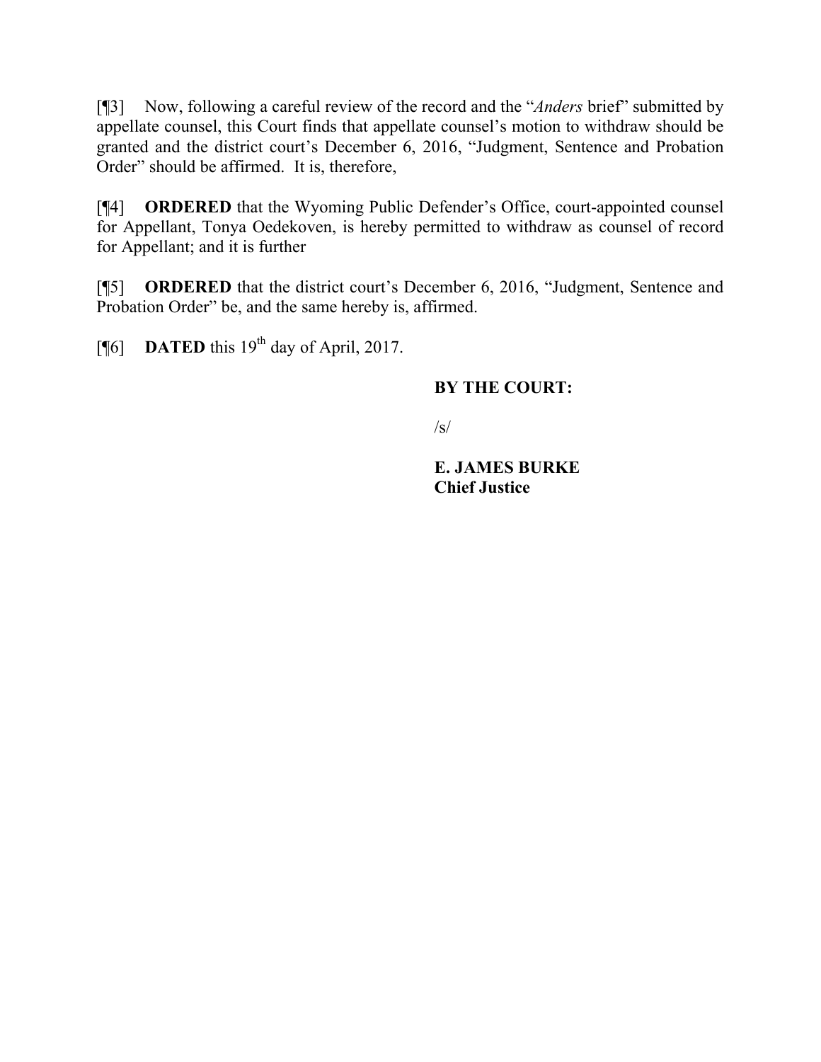[¶3] Now, following a careful review of the record and the "*Anders* brief" submitted by appellate counsel, this Court finds that appellate counsel's motion to withdraw should be granted and the district court's December 6, 2016, "Judgment, Sentence and Probation Order" should be affirmed. It is, therefore,

[¶4] **ORDERED** that the Wyoming Public Defender's Office, court-appointed counsel for Appellant, Tonya Oedekoven, is hereby permitted to withdraw as counsel of record for Appellant; and it is further

[¶5] **ORDERED** that the district court's December 6, 2016, "Judgment, Sentence and Probation Order" be, and the same hereby is, affirmed.

[¶6] **DATED** this 19th day of April, 2017.

**BY THE COURT:**

/s/

**E. JAMES BURKE**
**Chief Justice**